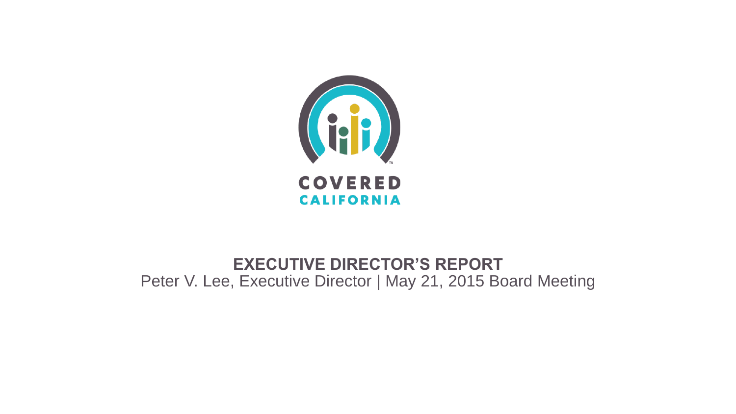COVERED
CALIFORNIA

# EXECUTIVE DIRECTOR'S REPORT

Peter V. Lee, Executive Director | May 21, 2015 Board Meeting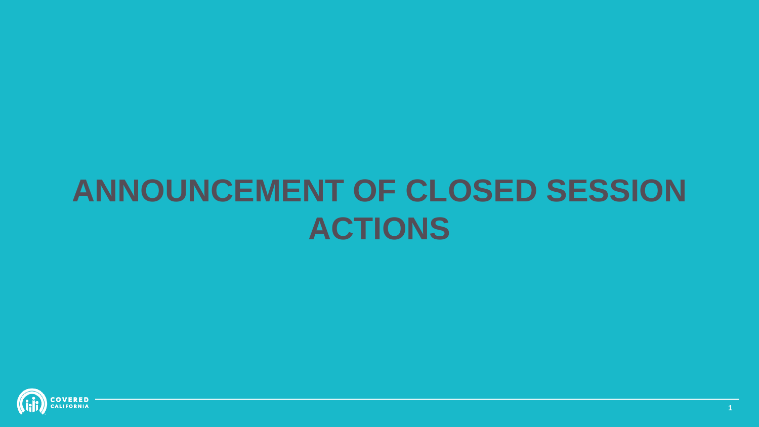# ANNOUNCEMENT OF CLOSED SESSION ACTIONS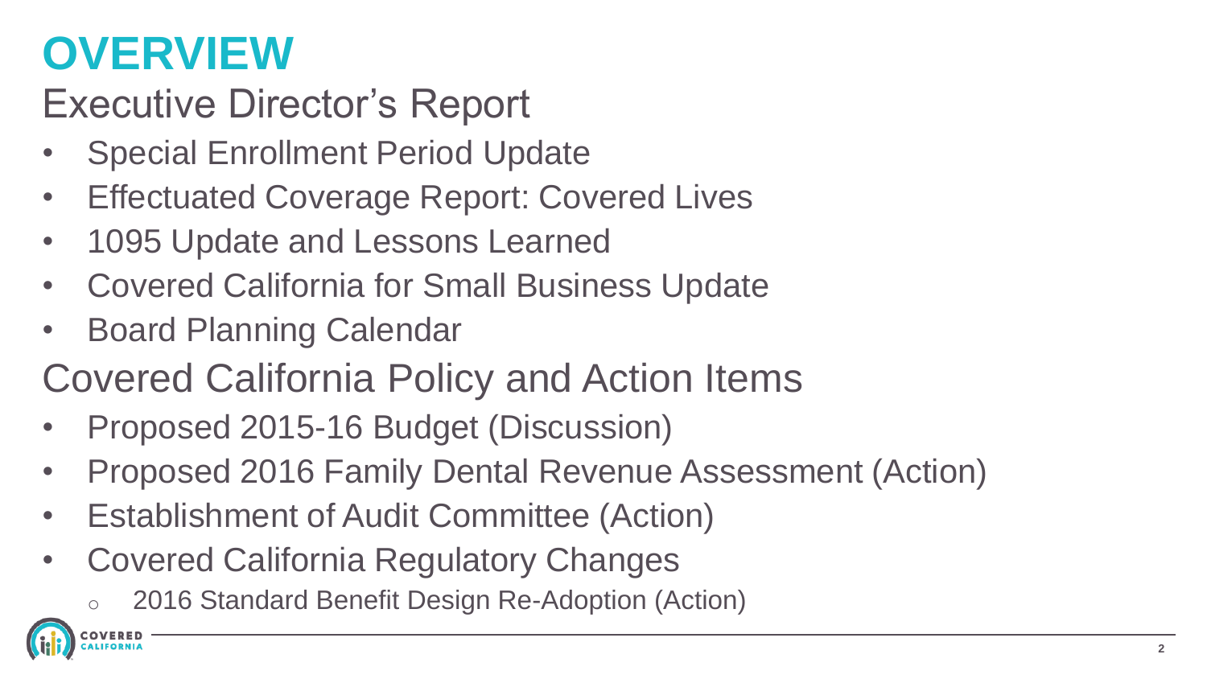# OVERVIEW

## Executive Director's Report

- Special Enrollment Period Update
- Effectuated Coverage Report: Covered Lives
- 1095 Update and Lessons Learned
- Covered California for Small Business Update
- Board Planning Calendar

## Covered California Policy and Action Items

- Proposed 2015-16 Budget (Discussion)
- Proposed 2016 Family Dental Revenue Assessment (Action)
- Establishment of Audit Committee (Action)
- Covered California Regulatory Changes
  - 2016 Standard Benefit Design Re-Adoption (Action)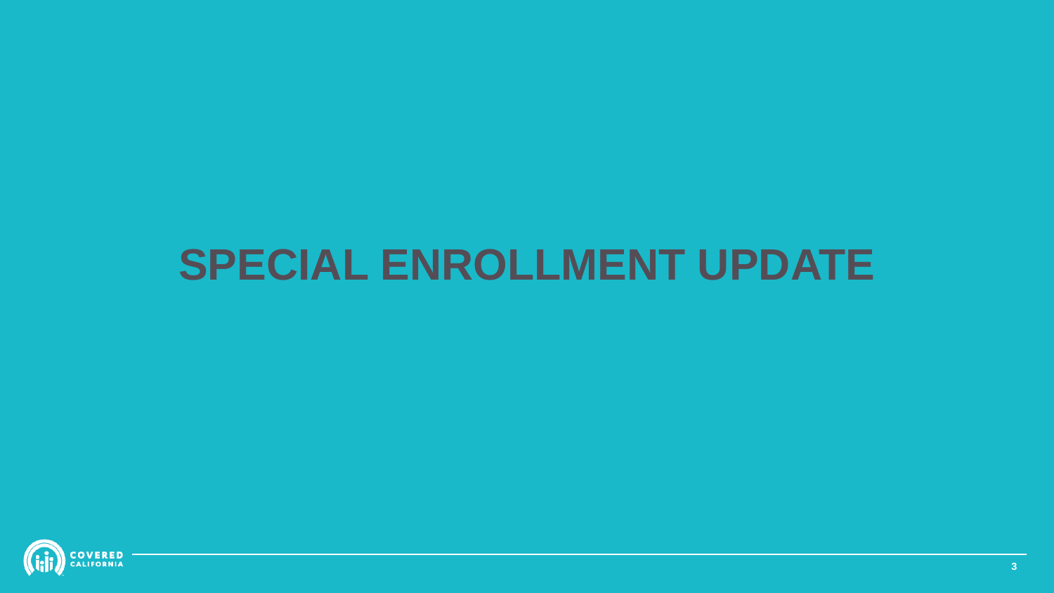# SPECIAL ENROLLMENT UPDATE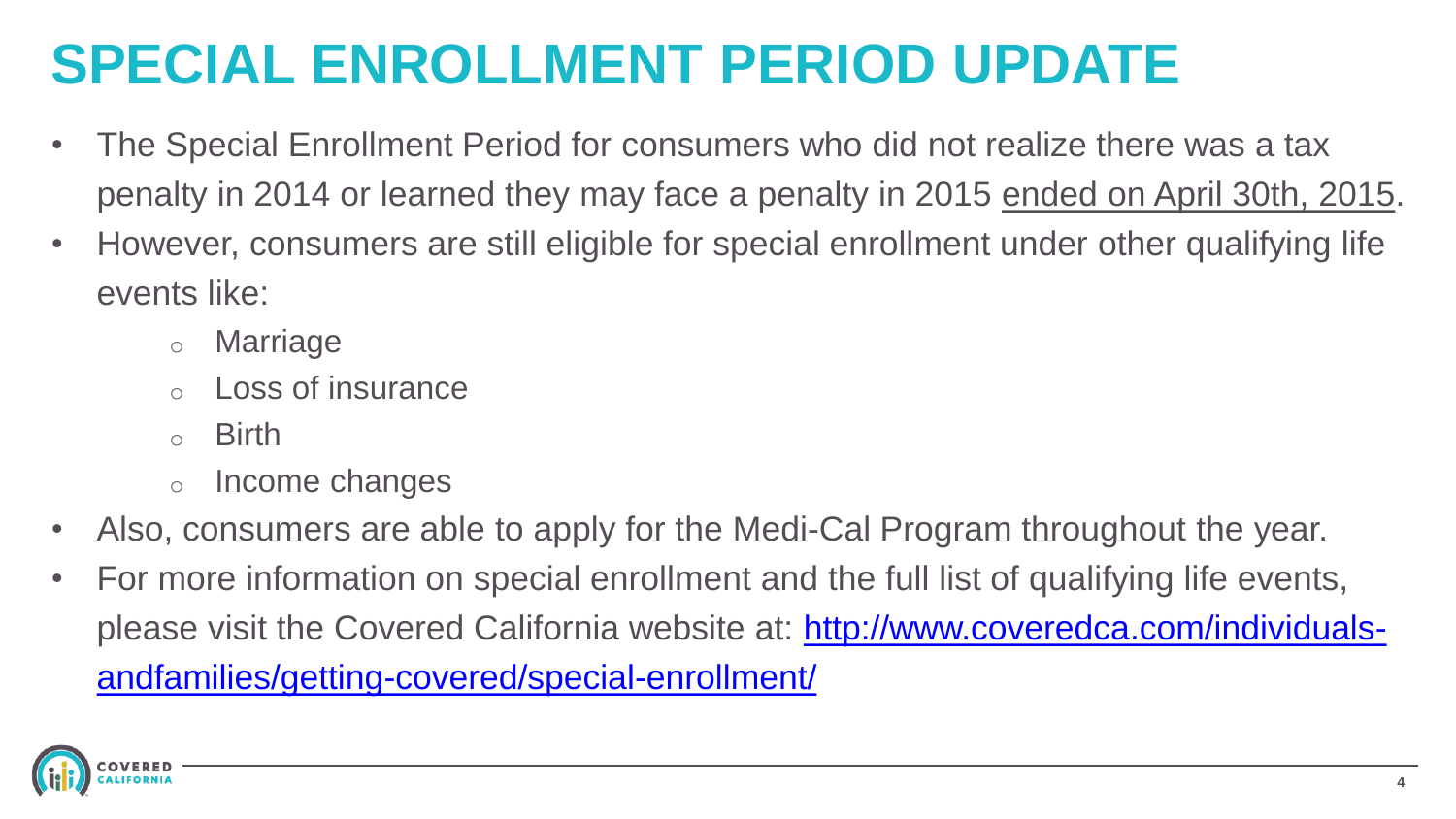# SPECIAL ENROLLMENT PERIOD UPDATE

- The Special Enrollment Period for consumers who did not realize there was a tax penalty in 2014 or learned they may face a penalty in 2015 ended on April 30th, 2015.
- However, consumers are still eligible for special enrollment under other qualifying life events like:
  - Marriage
  - Loss of insurance
  - Birth
  - Income changes
- Also, consumers are able to apply for the Medi-Cal Program throughout the year.
- For more information on special enrollment and the full list of qualifying life events, please visit the Covered California website at: [http://www.coveredca.com/individuals-andfamilies/getting-covered/special-enrollment/](http://www.coveredca.com/individuals-andfamilies/getting-covered/special-enrollment/)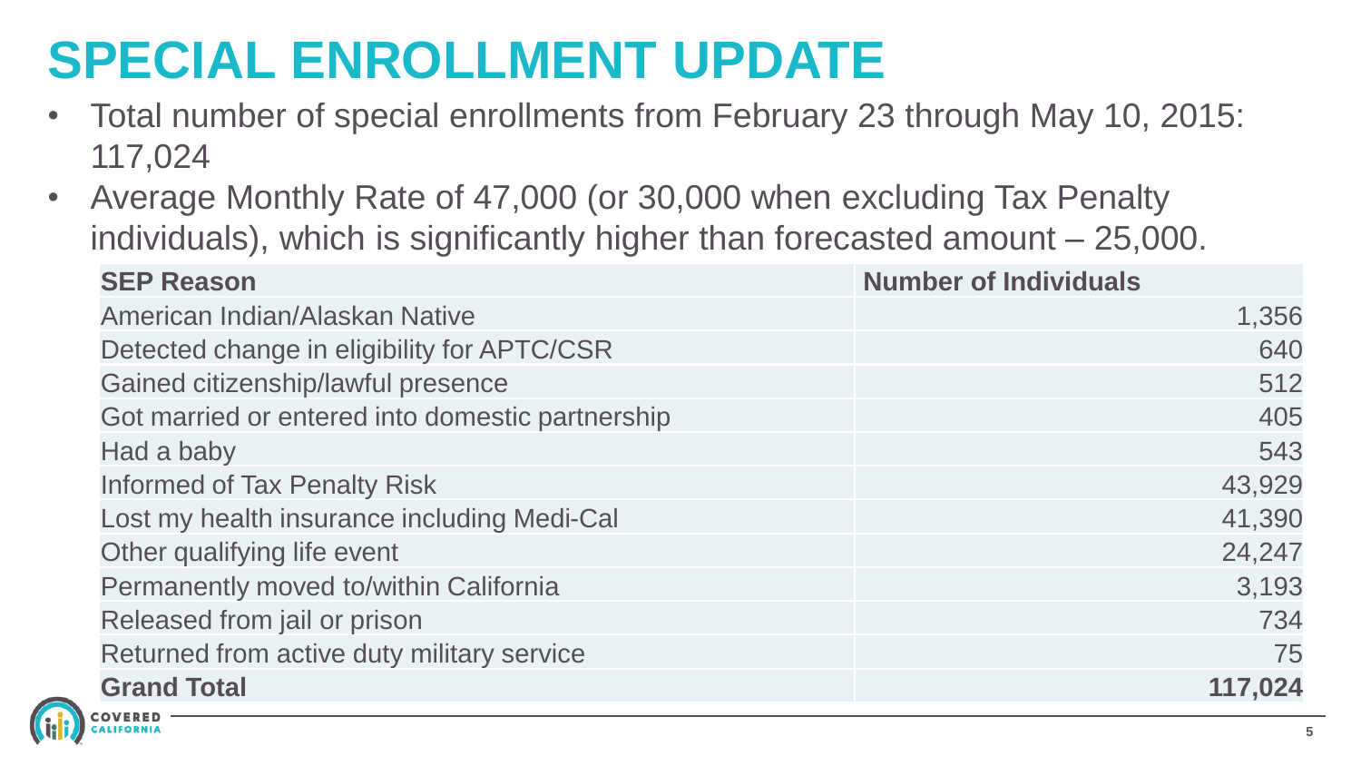# SPECIAL ENROLLMENT UPDATE

- Total number of special enrollments from February 23 through May 10, 2015: 117,024
- Average Monthly Rate of 47,000 (or 30,000 when excluding Tax Penalty individuals), which is significantly higher than forecasted amount – 25,000.

| SEP Reason | Number of Individuals |
|---|---:|
| American Indian/Alaskan Native | 1,356 |
| Detected change in eligibility for APTC/CSR | 640 |
| Gained citizenship/lawful presence | 512 |
| Got married or entered into domestic partnership | 405 |
| Had a baby | 543 |
| Informed of Tax Penalty Risk | 43,929 |
| Lost my health insurance including Medi-Cal | 41,390 |
| Other qualifying life event | 24,247 |
| Permanently moved to/within California | 3,193 |
| Released from jail or prison | 734 |
| Returned from active duty military service | 75 |
| **Grand Total** | **117,024** |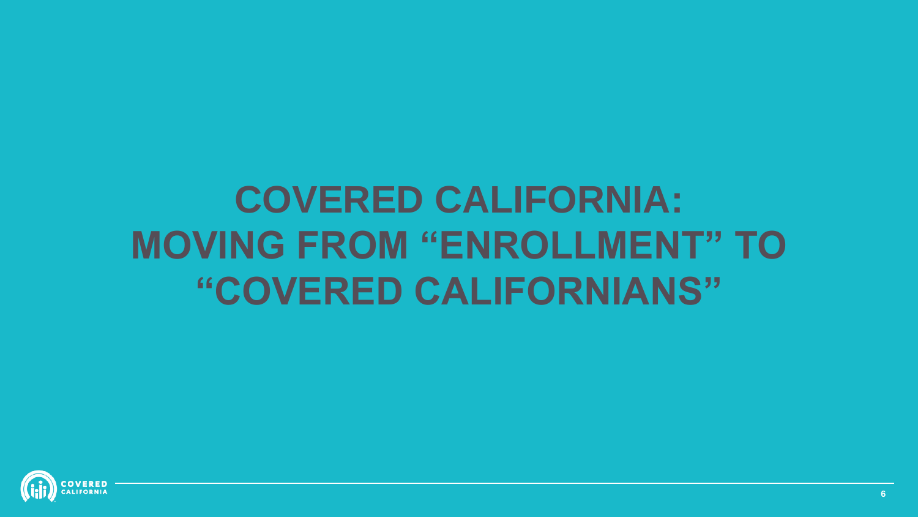# COVERED CALIFORNIA: MOVING FROM "ENROLLMENT" TO "COVERED CALIFORNIANS"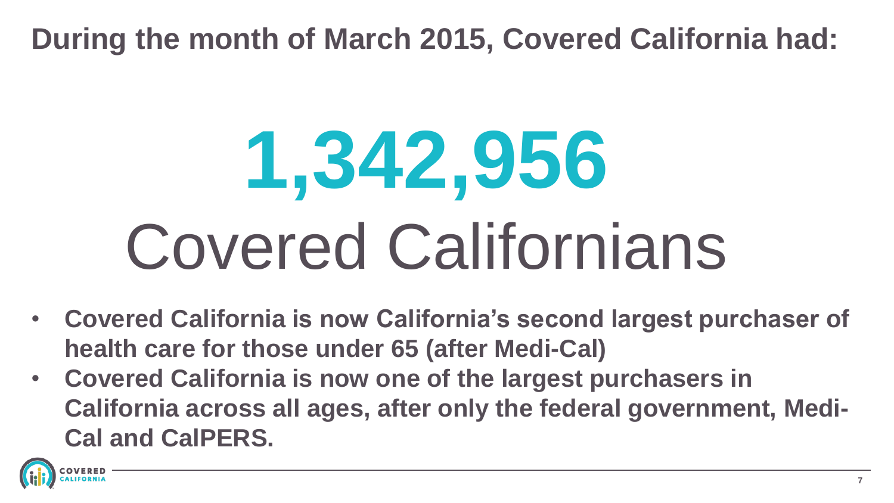**During the month of March 2015, Covered California had:**

# 1,342,956

# Covered Californians

- **Covered California is now California's second largest purchaser of health care for those under 65 (after Medi-Cal)**
- **Covered California is now one of the largest purchasers in California across all ages, after only the federal government, Medi-Cal and CalPERS.**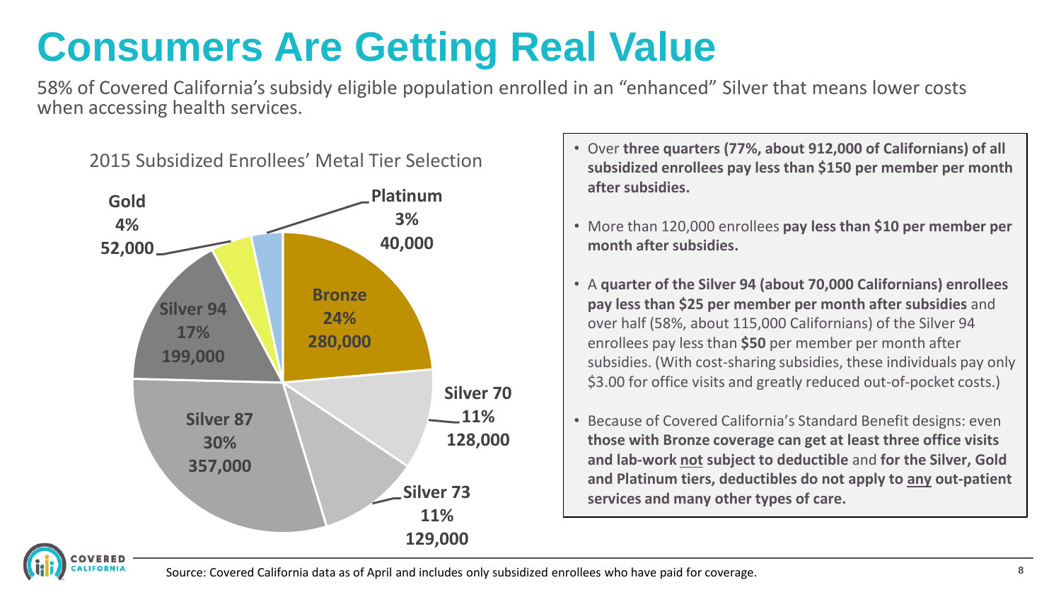# Consumers Are Getting Real Value

58% of Covered California's subsidy eligible population enrolled in an "enhanced" Silver that means lower costs when accessing health services.

2015 Subsidized Enrollees' Metal Tier Selection

Platinum
3%
40,000

Gold
4%
52,000

Bronze
24%
280,000

Silver 94
17%
199,000

Silver 70
11%
128,000

Silver 87
30%
357,000

Silver 73
11%
129,000

- Over **three quarters (77%, about 912,000 of Californians) of all subsidized enrollees pay less than $150 per member per month after subsidies.**
- More than 120,000 enrollees **pay less than $10 per member per month after subsidies.**
- A **quarter of the Silver 94 (about 70,000 Californians) enrollees pay less than $25 per member per month after subsidies** and over half (58%, about 115,000 Californians) of the Silver 94 enrollees pay less than **$50** per member per month after subsidies. (With cost-sharing subsidies, these individuals pay only $3.00 for office visits and greatly reduced out-of-pocket costs.)
- Because of Covered California's Standard Benefit designs: even **those with Bronze coverage can get at least three office visits and lab-work not subject to deductible** and **for the Silver, Gold and Platinum tiers, deductibles do not apply to any out-patient services and many other types of care.**

Source: Covered California data as of April and includes only subsidized enrollees who have paid for coverage.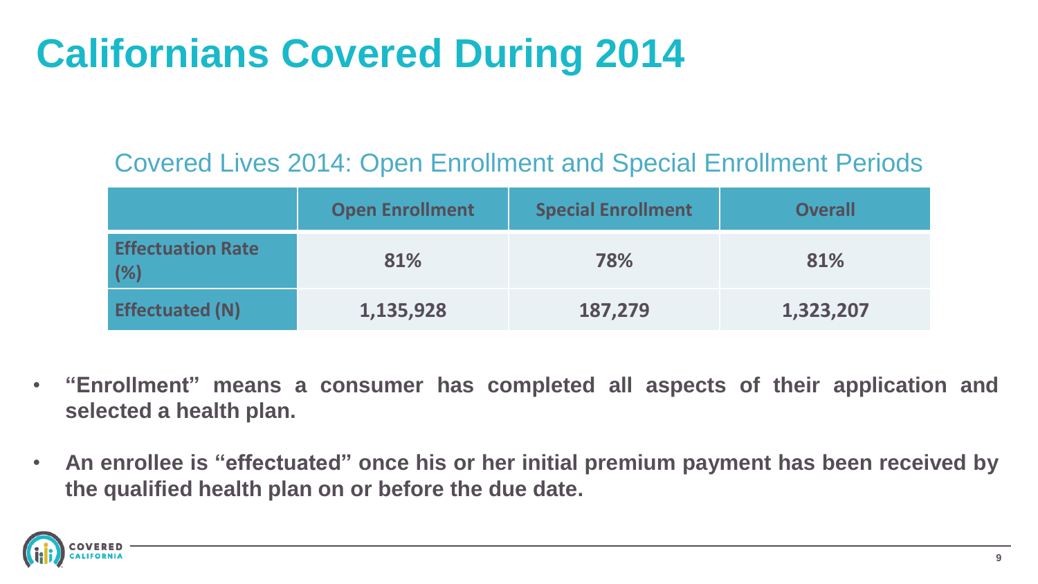# Californians Covered During 2014

## Covered Lives 2014: Open Enrollment and Special Enrollment Periods

| | Open Enrollment | Special Enrollment | Overall |
|---|---|---|---|
| Effectuation Rate (%) | 81% | 78% | 81% |
| Effectuated (N) | 1,135,928 | 187,279 | 1,323,207 |

- **"Enrollment" means a consumer has completed all aspects of their application and selected a health plan.**
- **An enrollee is "effectuated" once his or her initial premium payment has been received by the qualified health plan on or before the due date.**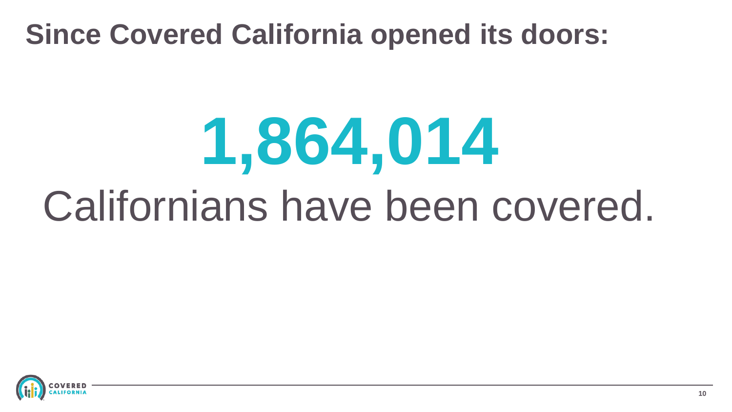# Since Covered California opened its doors:

**1,864,014**

Californians have been covered.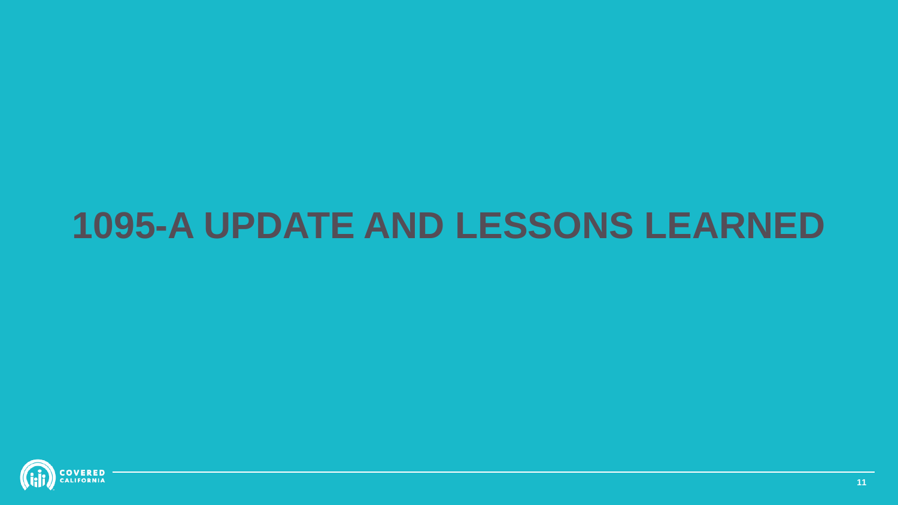# 1095-A UPDATE AND LESSONS LEARNED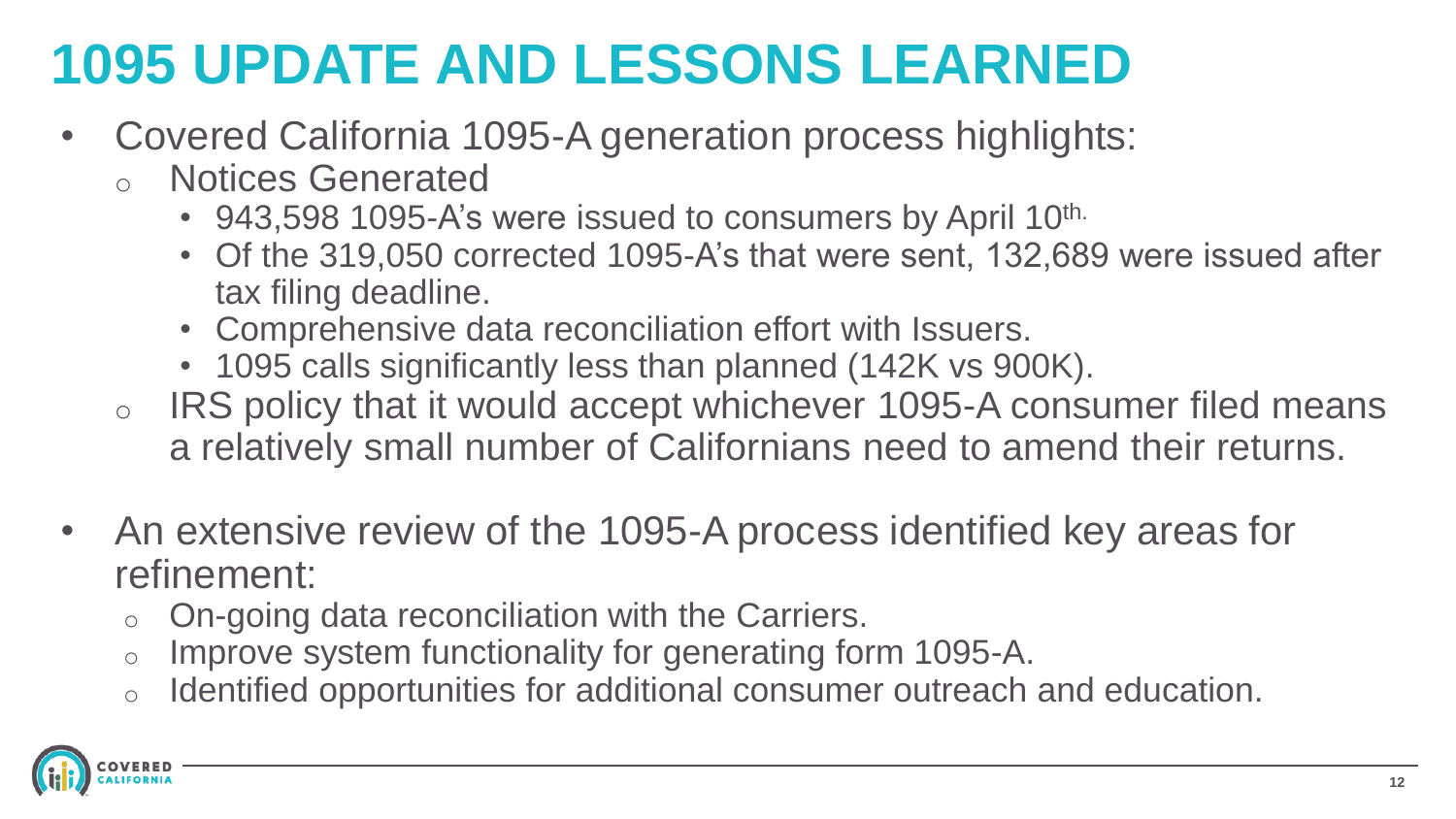# 1095 UPDATE AND LESSONS LEARNED

- Covered California 1095-A generation process highlights:
  - Notices Generated
    - 943,598 1095-A's were issued to consumers by April 10th.
    - Of the 319,050 corrected 1095-A's that were sent, 132,689 were issued after tax filing deadline.
    - Comprehensive data reconciliation effort with Issuers.
    - 1095 calls significantly less than planned (142K vs 900K).
  - IRS policy that it would accept whichever 1095-A consumer filed means a relatively small number of Californians need to amend their returns.

- An extensive review of the 1095-A process identified key areas for refinement:
  - On-going data reconciliation with the Carriers.
  - Improve system functionality for generating form 1095-A.
  - Identified opportunities for additional consumer outreach and education.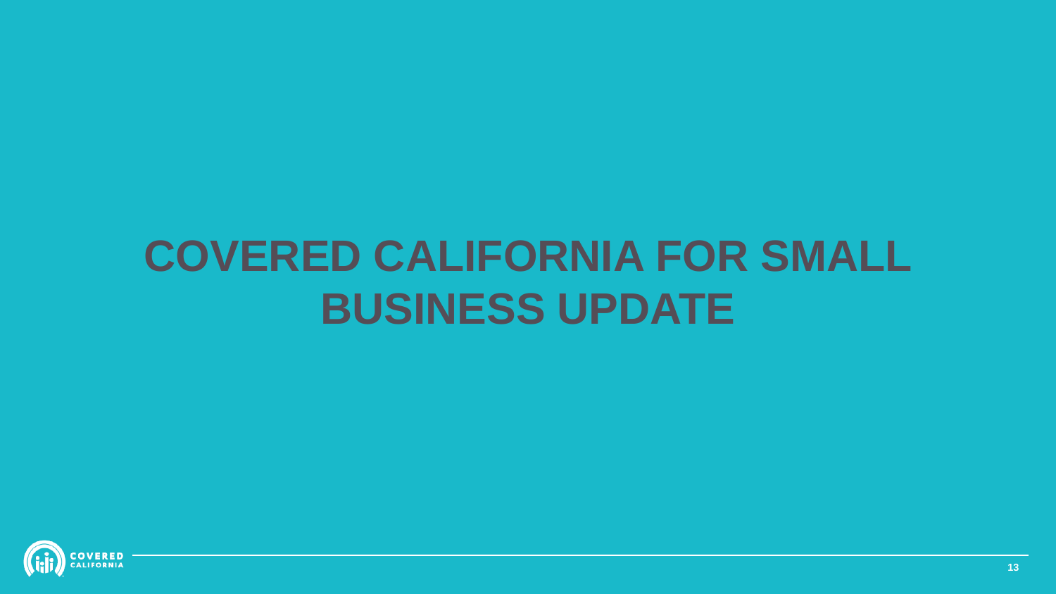# COVERED CALIFORNIA FOR SMALL BUSINESS UPDATE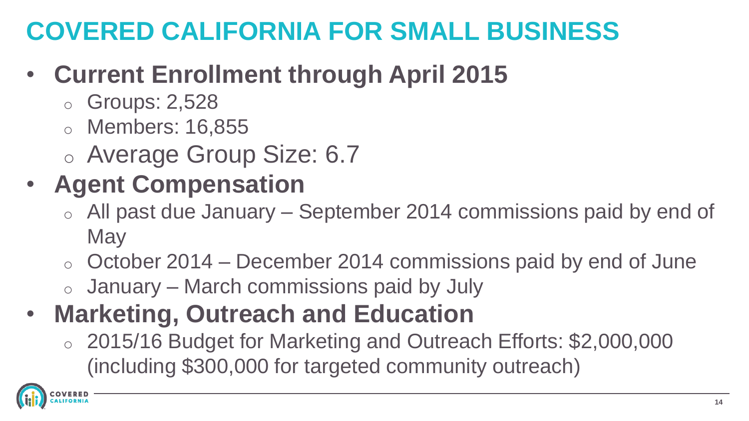# COVERED CALIFORNIA FOR SMALL BUSINESS

- **Current Enrollment through April 2015**
  - Groups: 2,528
  - Members: 16,855
  - Average Group Size: 6.7
- **Agent Compensation**
  - All past due January – September 2014 commissions paid by end of May
  - October 2014 – December 2014 commissions paid by end of June
  - January – March commissions paid by July
- **Marketing, Outreach and Education**
  - 2015/16 Budget for Marketing and Outreach Efforts: $2,000,000 (including $300,000 for targeted community outreach)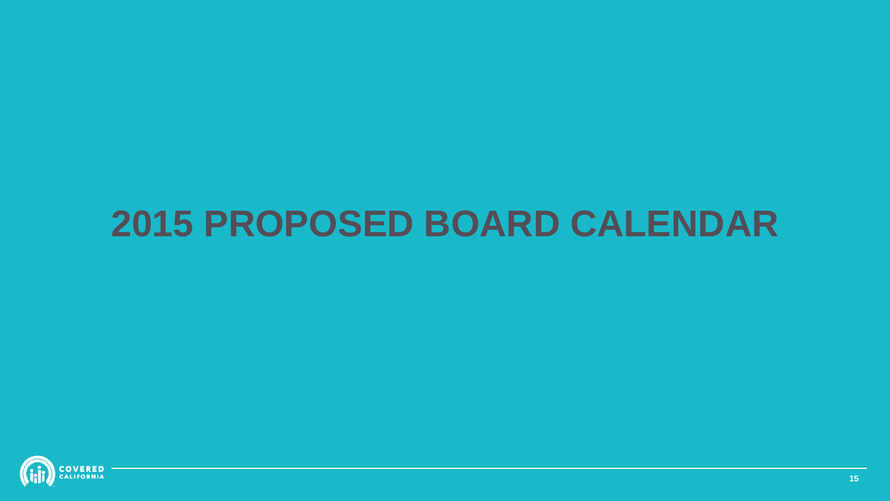# 2015 PROPOSED BOARD CALENDAR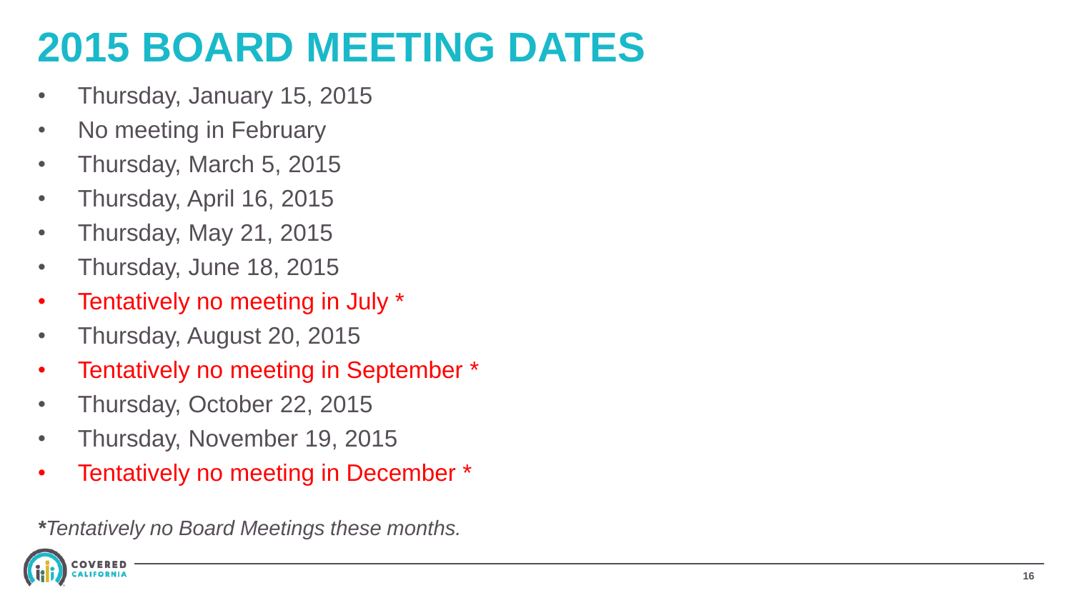# 2015 BOARD MEETING DATES

- Thursday, January 15, 2015
- No meeting in February
- Thursday, March 5, 2015
- Thursday, April 16, 2015
- Thursday, May 21, 2015
- Thursday, June 18, 2015
- Tentatively no meeting in July *
- Thursday, August 20, 2015
- Tentatively no meeting in September *
- Thursday, October 22, 2015
- Thursday, November 19, 2015
- Tentatively no meeting in December *

***Tentatively no Board Meetings these months.***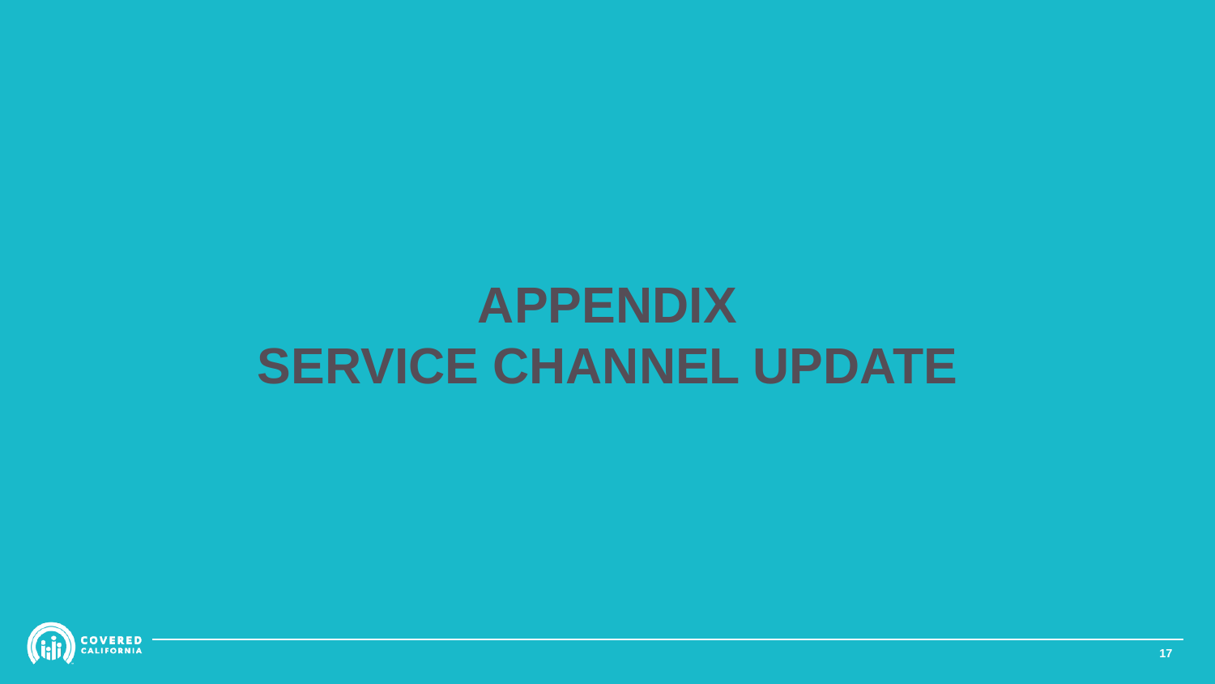# APPENDIX
# SERVICE CHANNEL UPDATE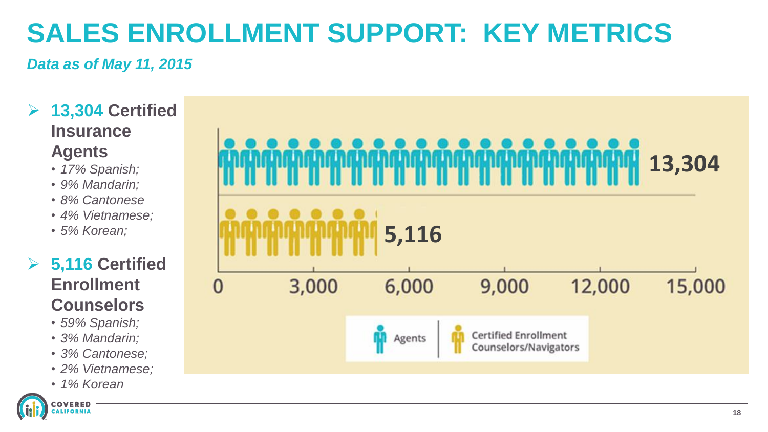# SALES ENROLLMENT SUPPORT: KEY METRICS

*Data as of May 11, 2015*

- **13,304 Certified Insurance Agents**
  - *17% Spanish;*
  - *9% Mandarin;*
  - *8% Cantonese*
  - *4% Vietnamese;*
  - *5% Korean;*
- **5,116 Certified Enrollment Counselors**
  - *59% Spanish;*
  - *3% Mandarin;*
  - *3% Cantonese;*
  - *2% Vietnamese;*
  - *1% Korean*

13,304

5,116

0
3,000
6,000
9,000
12,000
15,000

Agents
Certified Enrollment Counselors/Navigators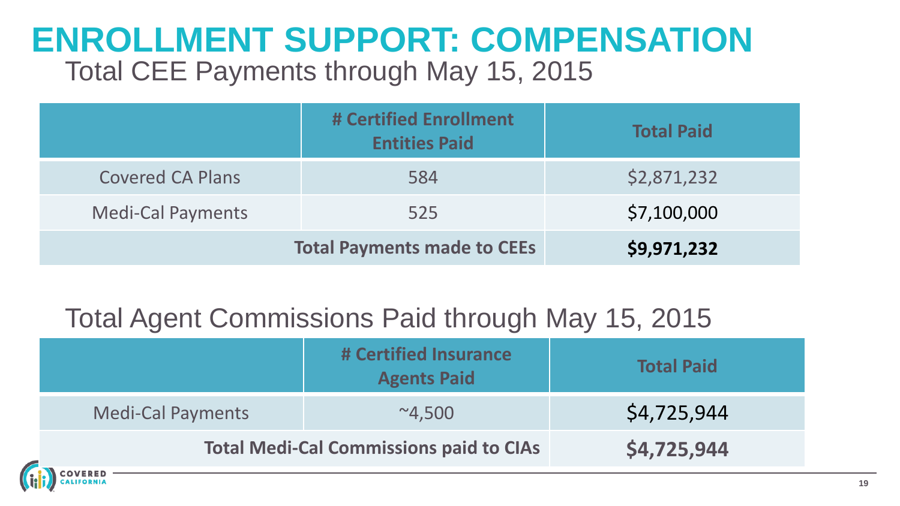# ENROLLMENT SUPPORT: COMPENSATION

## Total CEE Payments through May 15, 2015

| | # Certified Enrollment Entities Paid | Total Paid |
|---|---|---|
| Covered CA Plans | 584 | $2,871,232 |
| Medi-Cal Payments | 525 | $7,100,000 |
| **Total Payments made to CEEs** | | **$9,971,232** |

## Total Agent Commissions Paid through May 15, 2015

| | # Certified Insurance Agents Paid | Total Paid |
|---|---|---|
| Medi-Cal Payments | ~4,500 | $4,725,944 |
| **Total Medi-Cal Commissions paid to CIAs** | | **$4,725,944** |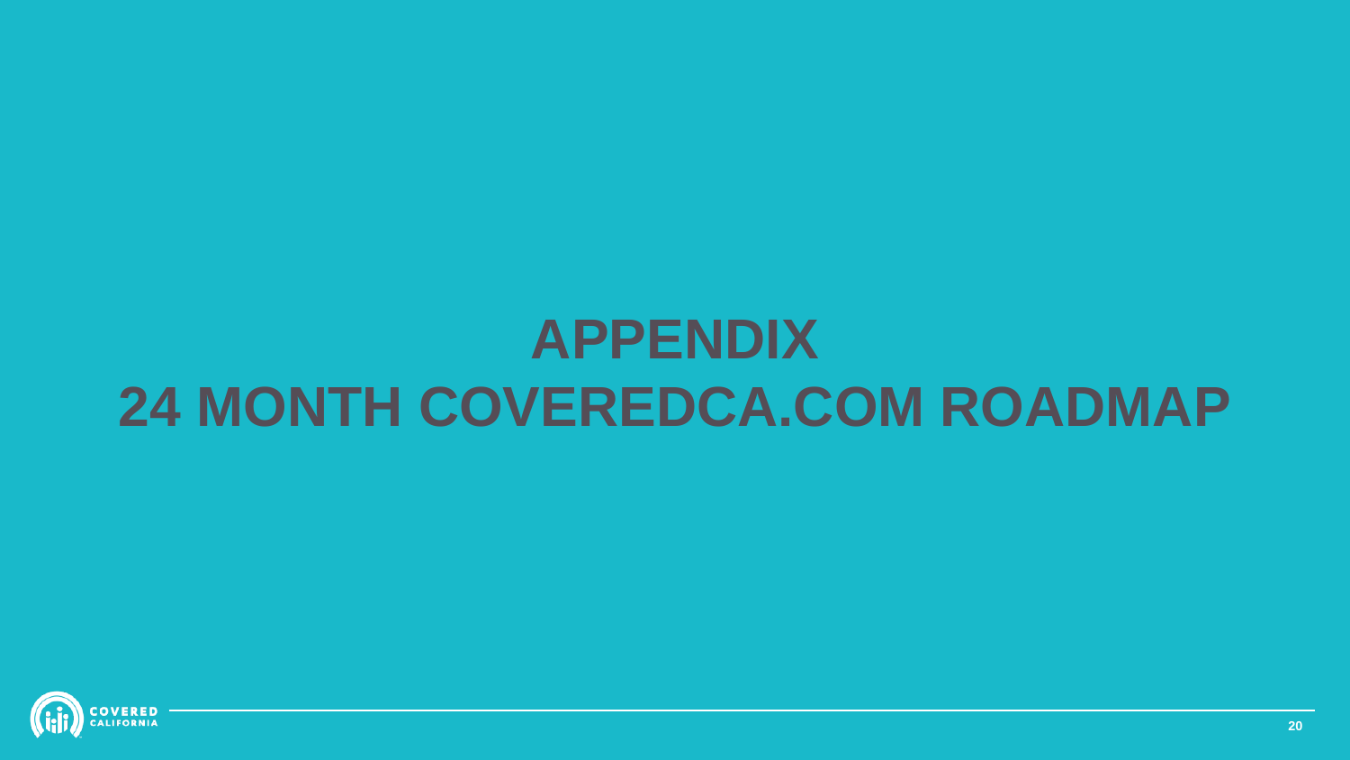# APPENDIX
# 24 MONTH COVEREDCA.COM ROADMAP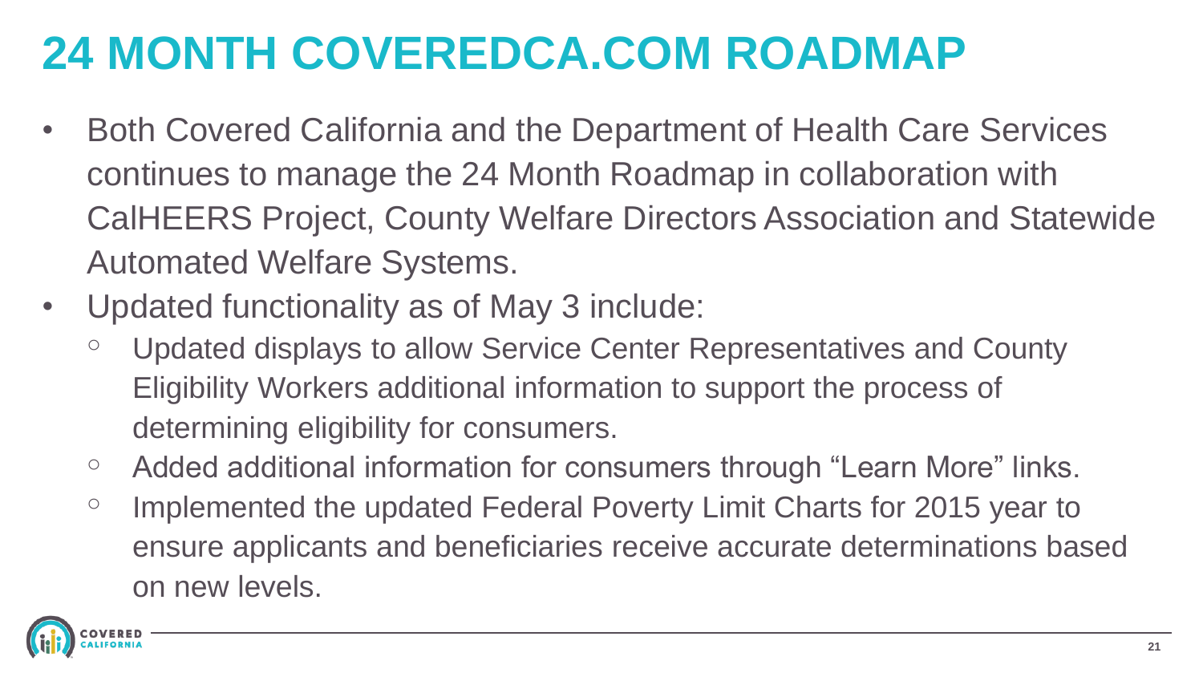# 24 MONTH COVEREDCA.COM ROADMAP

- Both Covered California and the Department of Health Care Services continues to manage the 24 Month Roadmap in collaboration with CalHEERS Project, County Welfare Directors Association and Statewide Automated Welfare Systems.
- Updated functionality as of May 3 include:
  - Updated displays to allow Service Center Representatives and County Eligibility Workers additional information to support the process of determining eligibility for consumers.
  - Added additional information for consumers through "Learn More" links.
  - Implemented the updated Federal Poverty Limit Charts for 2015 year to ensure applicants and beneficiaries receive accurate determinations based on new levels.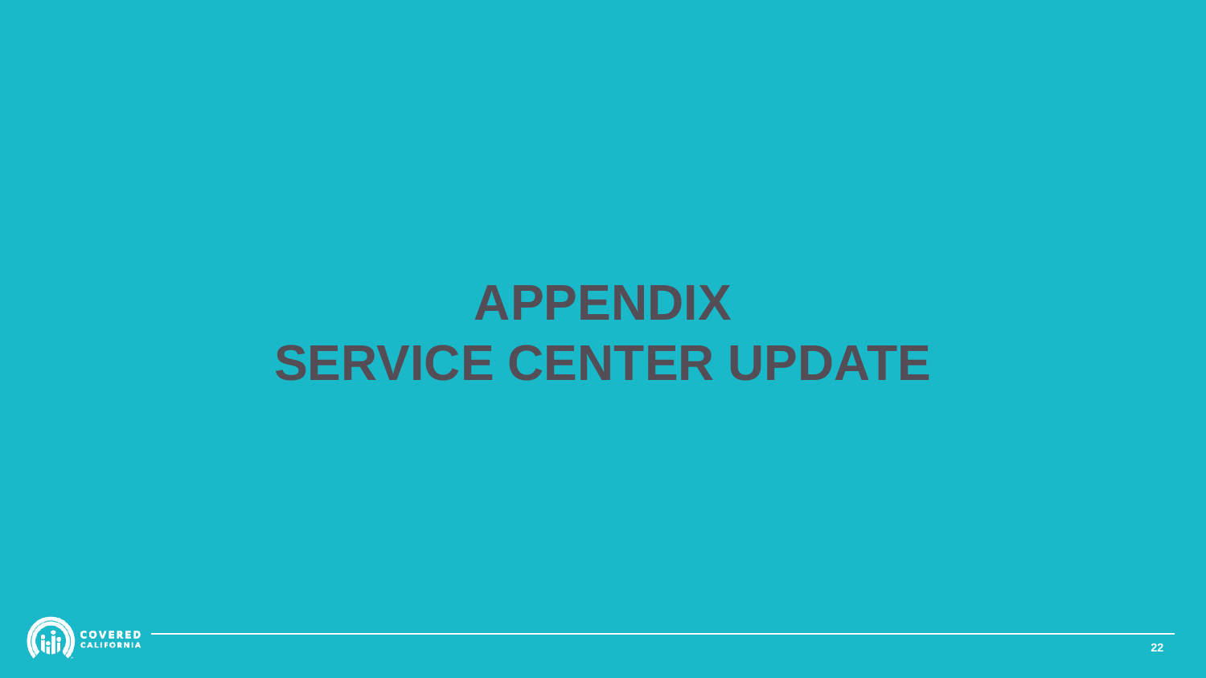# APPENDIX
# SERVICE CENTER UPDATE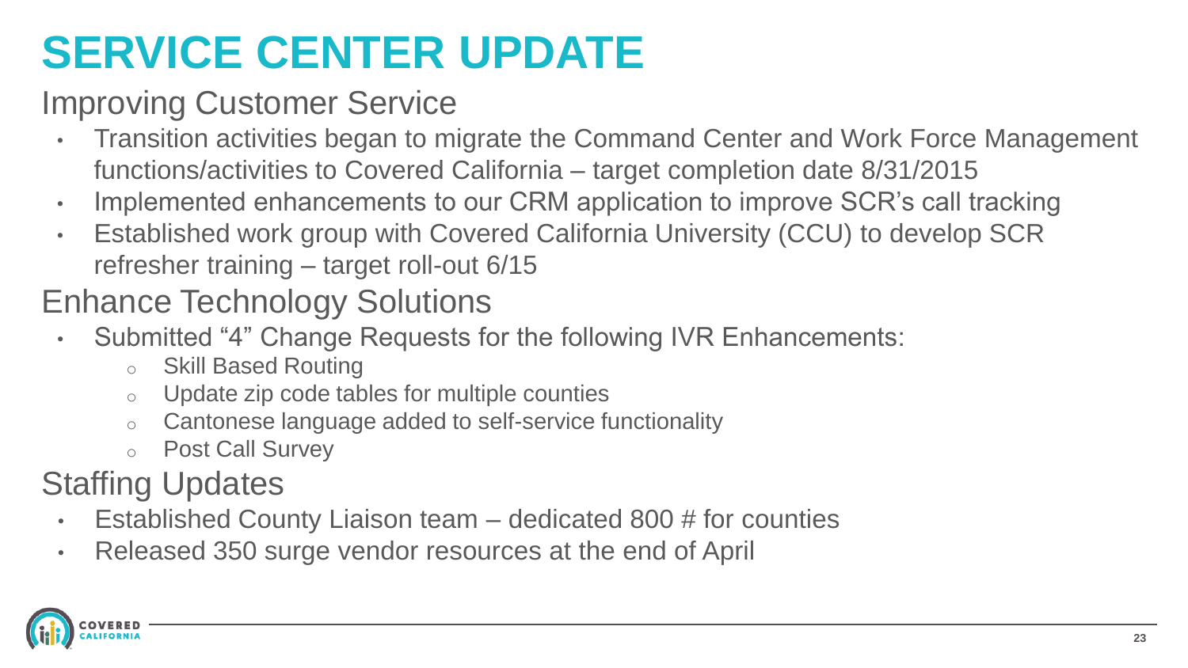# SERVICE CENTER UPDATE

## Improving Customer Service

- Transition activities began to migrate the Command Center and Work Force Management functions/activities to Covered California – target completion date 8/31/2015
- Implemented enhancements to our CRM application to improve SCR's call tracking
- Established work group with Covered California University (CCU) to develop SCR refresher training – target roll-out 6/15

## Enhance Technology Solutions

- Submitted "4" Change Requests for the following IVR Enhancements:
  - Skill Based Routing
  - Update zip code tables for multiple counties
  - Cantonese language added to self-service functionality
  - Post Call Survey

## Staffing Updates

- Established County Liaison team – dedicated 800 # for counties
- Released 350 surge vendor resources at the end of April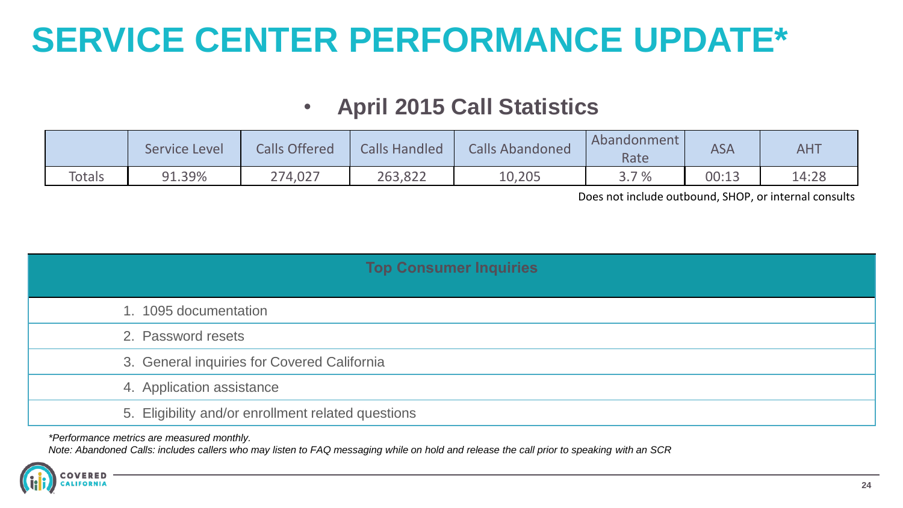# SERVICE CENTER PERFORMANCE UPDATE*

- **April 2015 Call Statistics**

| | Service Level | Calls Offered | Calls Handled | Calls Abandoned | Abandonment Rate | ASA | AHT |
|---|---|---|---|---|---|---|---|
| Totals | 91.39% | 274,027 | 263,822 | 10,205 | 3.7 % | 00:13 | 14:28 |

Does not include outbound, SHOP, or internal consults

| Top Consumer Inquiries |
|---|
| 1. 1095 documentation |
| 2. Password resets |
| 3. General inquiries for Covered California |
| 4. Application assistance |
| 5. Eligibility and/or enrollment related questions |

*\*Performance metrics are measured monthly.*

*Note: Abandoned Calls: includes callers who may listen to FAQ messaging while on hold and release the call prior to speaking with an SCR*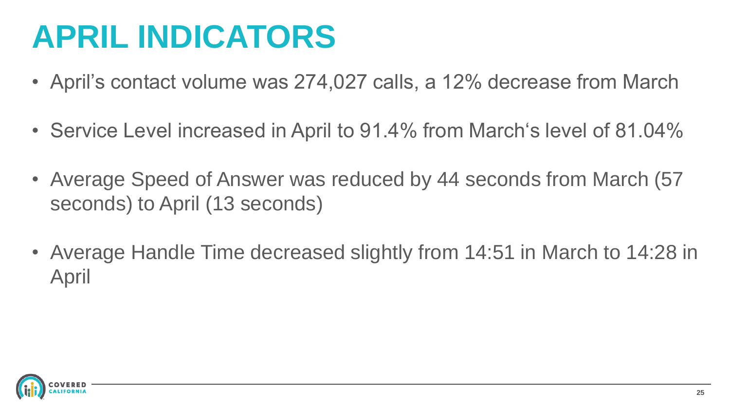# APRIL INDICATORS

- April's contact volume was 274,027 calls, a 12% decrease from March
- Service Level increased in April to 91.4% from March's level of 81.04%
- Average Speed of Answer was reduced by 44 seconds from March (57 seconds) to April (13 seconds)
- Average Handle Time decreased slightly from 14:51 in March to 14:28 in April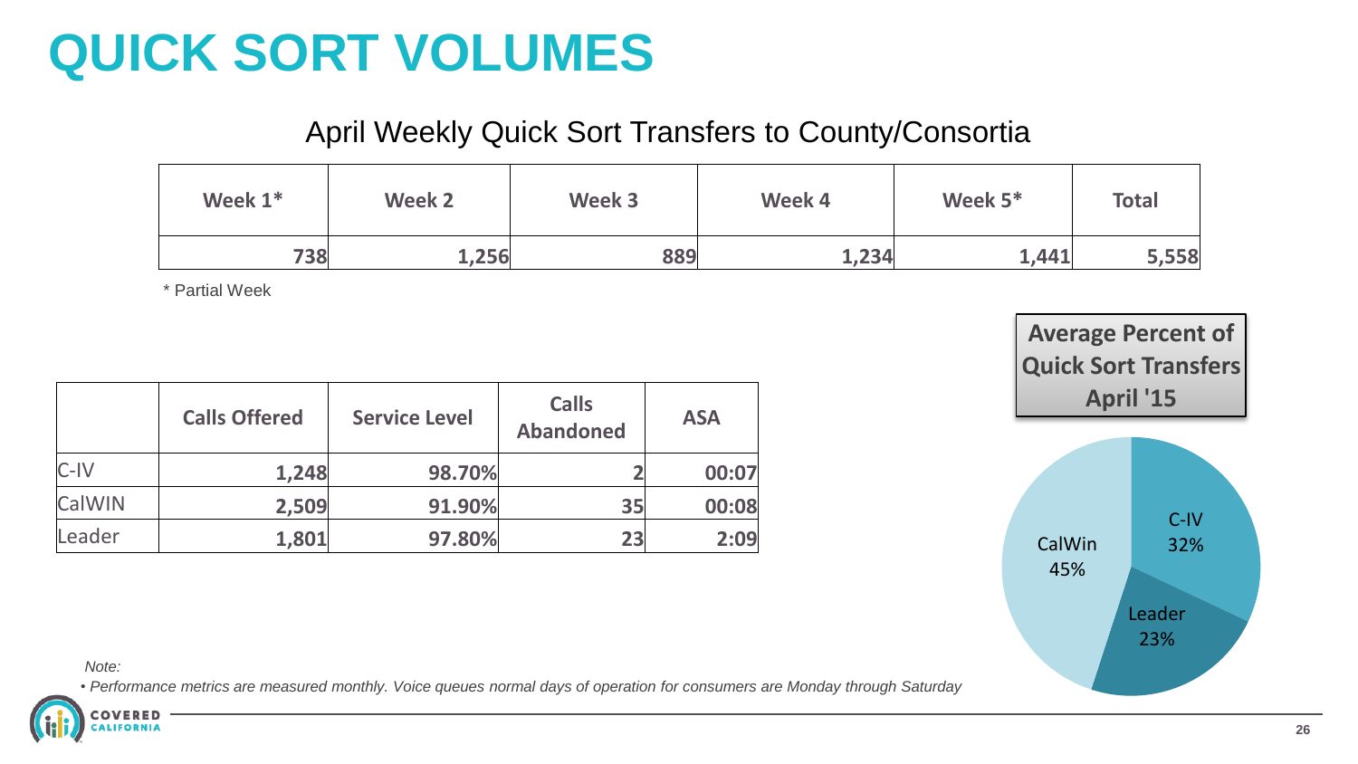# QUICK SORT VOLUMES

## April Weekly Quick Sort Transfers to County/Consortia

| Week 1* | Week 2 | Week 3 | Week 4 | Week 5* | Total |
|---|---|---|---|---|---|
| 738 | 1,256 | 889 | 1,234 | 1,441 | 5,558 |

\* Partial Week

| | Calls Offered | Service Level | Calls Abandoned | ASA |
|---|---|---|---|---|
| C-IV | 1,248 | 98.70% | 2 | 00:07 |
| CalWIN | 2,509 | 91.90% | 35 | 00:08 |
| Leader | 1,801 | 97.80% | 23 | 2:09 |

**Average Percent of Quick Sort Transfers April '15**

C-IV
32%

Leader
23%

CalWin
45%

*Note:*

- *Performance metrics are measured monthly. Voice queues normal days of operation for consumers are Monday through Saturday*